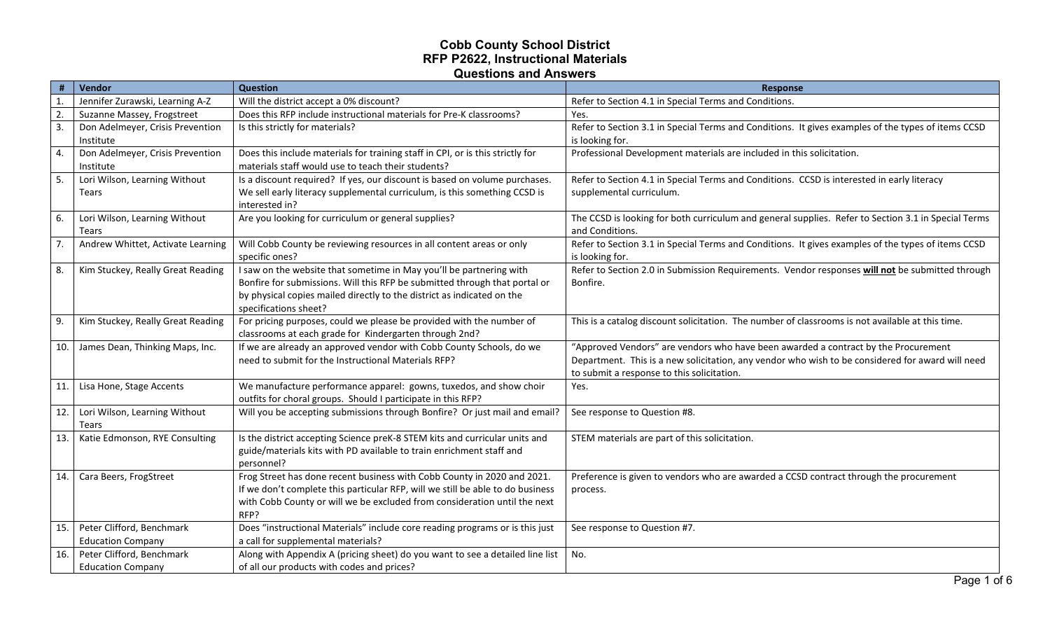# Cobb County School District
## RFP P2622, Instructional Materials
## Questions and Answers

| # | Vendor | Question | Response |
|---|---|---|---|
| 1. | Jennifer Zurawski, Learning A-Z | Will the district accept a 0% discount? | Refer to Section 4.1 in Special Terms and Conditions. |
| 2. | Suzanne Massey, Frogstreet | Does this RFP include instructional materials for Pre-K classrooms? | Yes. |
| 3. | Don Adelmeyer, Crisis Prevention Institute | Is this strictly for materials? | Refer to Section 3.1 in Special Terms and Conditions. It gives examples of the types of items CCSD is looking for. |
| 4. | Don Adelmeyer, Crisis Prevention Institute | Does this include materials for training staff in CPI, or is this strictly for materials staff would use to teach their students? | Professional Development materials are included in this solicitation. |
| 5. | Lori Wilson, Learning Without Tears | Is a discount required? If yes, our discount is based on volume purchases. We sell early literacy supplemental curriculum, is this something CCSD is interested in? | Refer to Section 4.1 in Special Terms and Conditions. CCSD is interested in early literacy supplemental curriculum. |
| 6. | Lori Wilson, Learning Without Tears | Are you looking for curriculum or general supplies? | The CCSD is looking for both curriculum and general supplies. Refer to Section 3.1 in Special Terms and Conditions. |
| 7. | Andrew Whittet, Activate Learning | Will Cobb County be reviewing resources in all content areas or only specific ones? | Refer to Section 3.1 in Special Terms and Conditions. It gives examples of the types of items CCSD is looking for. |
| 8. | Kim Stuckey, Really Great Reading | I saw on the website that sometime in May you'll be partnering with Bonfire for submissions. Will this RFP be submitted through that portal or by physical copies mailed directly to the district as indicated on the specifications sheet? | Refer to Section 2.0 in Submission Requirements. Vendor responses <u>**will not**</u> be submitted through Bonfire. |
| 9. | Kim Stuckey, Really Great Reading | For pricing purposes, could we please be provided with the number of classrooms at each grade for Kindergarten through 2nd? | This is a catalog discount solicitation. The number of classrooms is not available at this time. |
| 10. | James Dean, Thinking Maps, Inc. | If we are already an approved vendor with Cobb County Schools, do we need to submit for the Instructional Materials RFP? | "Approved Vendors" are vendors who have been awarded a contract by the Procurement Department. This is a new solicitation, any vendor who wish to be considered for award will need to submit a response to this solicitation. |
| 11. | Lisa Hone, Stage Accents | We manufacture performance apparel: gowns, tuxedos, and show choir outfits for choral groups. Should I participate in this RFP? | Yes. |
| 12. | Lori Wilson, Learning Without Tears | Will you be accepting submissions through Bonfire? Or just mail and email? | See response to Question #8. |
| 13. | Katie Edmonson, RYE Consulting | Is the district accepting Science preK-8 STEM kits and curricular units and guide/materials kits with PD available to train enrichment staff and personnel? | STEM materials are part of this solicitation. |
| 14. | Cara Beers, FrogStreet | Frog Street has done recent business with Cobb County in 2020 and 2021. If we don't complete this particular RFP, will we still be able to do business with Cobb County or will we be excluded from consideration until the next RFP? | Preference is given to vendors who are awarded a CCSD contract through the procurement process. |
| 15. | Peter Clifford, Benchmark Education Company | Does "instructional Materials" include core reading programs or is this just a call for supplemental materials? | See response to Question #7. |
| 16. | Peter Clifford, Benchmark Education Company | Along with Appendix A (pricing sheet) do you want to see a detailed line list of all our products with codes and prices? | No. |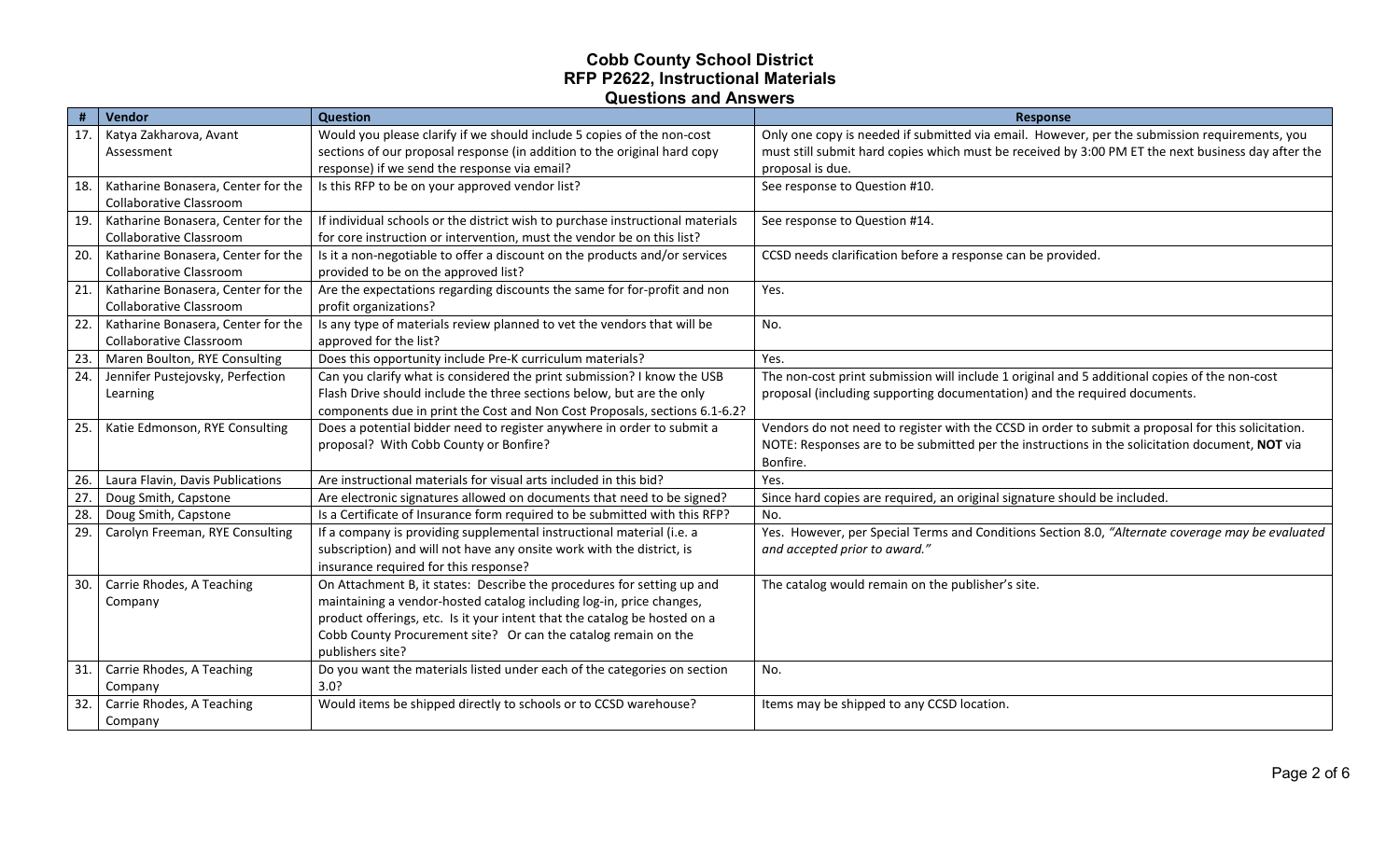# Cobb County School District
## RFP P2622, Instructional Materials
## Questions and Answers

| # | Vendor | Question | Response |
|---|---|---|---|
| 17. | Katya Zakharova, Avant Assessment | Would you please clarify if we should include 5 copies of the non-cost sections of our proposal response (in addition to the original hard copy response) if we send the response via email? | Only one copy is needed if submitted via email. However, per the submission requirements, you must still submit hard copies which must be received by 3:00 PM ET the next business day after the proposal is due. |
| 18. | Katharine Bonasera, Center for the Collaborative Classroom | Is this RFP to be on your approved vendor list? | See response to Question #10. |
| 19. | Katharine Bonasera, Center for the Collaborative Classroom | If individual schools or the district wish to purchase instructional materials for core instruction or intervention, must the vendor be on this list? | See response to Question #14. |
| 20. | Katharine Bonasera, Center for the Collaborative Classroom | Is it a non-negotiable to offer a discount on the products and/or services provided to be on the approved list? | CCSD needs clarification before a response can be provided. |
| 21. | Katharine Bonasera, Center for the Collaborative Classroom | Are the expectations regarding discounts the same for for-profit and non profit organizations? | Yes. |
| 22. | Katharine Bonasera, Center for the Collaborative Classroom | Is any type of materials review planned to vet the vendors that will be approved for the list? | No. |
| 23. | Maren Boulton, RYE Consulting | Does this opportunity include Pre-K curriculum materials? | Yes. |
| 24. | Jennifer Pustejovsky, Perfection Learning | Can you clarify what is considered the print submission? I know the USB Flash Drive should include the three sections below, but are the only components due in print the Cost and Non Cost Proposals, sections 6.1-6.2? | The non-cost print submission will include 1 original and 5 additional copies of the non-cost proposal (including supporting documentation) and the required documents. |
| 25. | Katie Edmonson, RYE Consulting | Does a potential bidder need to register anywhere in order to submit a proposal? With Cobb County or Bonfire? | Vendors do not need to register with the CCSD in order to submit a proposal for this solicitation. NOTE: Responses are to be submitted per the instructions in the solicitation document, **NOT** via Bonfire. |
| 26. | Laura Flavin, Davis Publications | Are instructional materials for visual arts included in this bid? | Yes. |
| 27. | Doug Smith, Capstone | Are electronic signatures allowed on documents that need to be signed? | Since hard copies are required, an original signature should be included. |
| 28. | Doug Smith, Capstone | Is a Certificate of Insurance form required to be submitted with this RFP? | No. |
| 29. | Carolyn Freeman, RYE Consulting | If a company is providing supplemental instructional material (i.e. a subscription) and will not have any onsite work with the district, is insurance required for this response? | Yes. However, per Special Terms and Conditions Section 8.0, *"Alternate coverage may be evaluated and accepted prior to award."* |
| 30. | Carrie Rhodes, A Teaching Company | On Attachment B, it states: Describe the procedures for setting up and maintaining a vendor-hosted catalog including log-in, price changes, product offerings, etc. Is it your intent that the catalog be hosted on a Cobb County Procurement site? Or can the catalog remain on the publishers site? | The catalog would remain on the publisher's site. |
| 31. | Carrie Rhodes, A Teaching Company | Do you want the materials listed under each of the categories on section 3.0? | No. |
| 32. | Carrie Rhodes, A Teaching Company | Would items be shipped directly to schools or to CCSD warehouse? | Items may be shipped to any CCSD location. |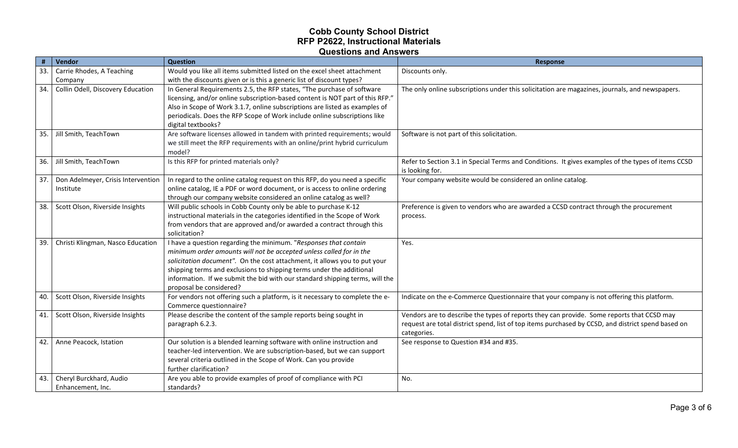# Cobb County School District
## RFP P2622, Instructional Materials
### Questions and Answers

| # | Vendor | Question | Response |
|---|---|---|---|
| 33. | Carrie Rhodes, A Teaching Company | Would you like all items submitted listed on the excel sheet attachment with the discounts given or is this a generic list of discount types? | Discounts only. |
| 34. | Collin Odell, Discovery Education | In General Requirements 2.5, the RFP states, "The purchase of software licensing, and/or online subscription-based content is NOT part of this RFP." Also in Scope of Work 3.1.7, online subscriptions are listed as examples of periodicals. Does the RFP Scope of Work include online subscriptions like digital textbooks? | The only online subscriptions under this solicitation are magazines, journals, and newspapers. |
| 35. | Jill Smith, TeachTown | Are software licenses allowed in tandem with printed requirements; would we still meet the RFP requirements with an online/print hybrid curriculum model? | Software is not part of this solicitation. |
| 36. | Jill Smith, TeachTown | Is this RFP for printed materials only? | Refer to Section 3.1 in Special Terms and Conditions. It gives examples of the types of items CCSD is looking for. |
| 37. | Don Adelmeyer, Crisis Intervention Institute | In regard to the online catalog request on this RFP, do you need a specific online catalog, IE a PDF or word document, or is access to online ordering through our company website considered an online catalog as well? | Your company website would be considered an online catalog. |
| 38. | Scott Olson, Riverside Insights | Will public schools in Cobb County only be able to purchase K-12 instructional materials in the categories identified in the Scope of Work from vendors that are approved and/or awarded a contract through this solicitation? | Preference is given to vendors who are awarded a CCSD contract through the procurement process. |
| 39. | Christi Klingman, Nasco Education | I have a question regarding the minimum. "*Responses that contain minimum order amounts will not be accepted unless called for in the solicitation document*". On the cost attachment, it allows you to put your shipping terms and exclusions to shipping terms under the additional information. If we submit the bid with our standard shipping terms, will the proposal be considered? | Yes. |
| 40. | Scott Olson, Riverside Insights | For vendors not offering such a platform, is it necessary to complete the e-Commerce questionnaire? | Indicate on the e-Commerce Questionnaire that your company is not offering this platform. |
| 41. | Scott Olson, Riverside Insights | Please describe the content of the sample reports being sought in paragraph 6.2.3. | Vendors are to describe the types of reports they can provide. Some reports that CCSD may request are total district spend, list of top items purchased by CCSD, and district spend based on categories. |
| 42. | Anne Peacock, Istation | Our solution is a blended learning software with online instruction and teacher-led intervention. We are subscription-based, but we can support several criteria outlined in the Scope of Work. Can you provide further clarification? | See response to Question #34 and #35. |
| 43. | Cheryl Burckhard, Audio Enhancement, Inc. | Are you able to provide examples of proof of compliance with PCI standards? | No. |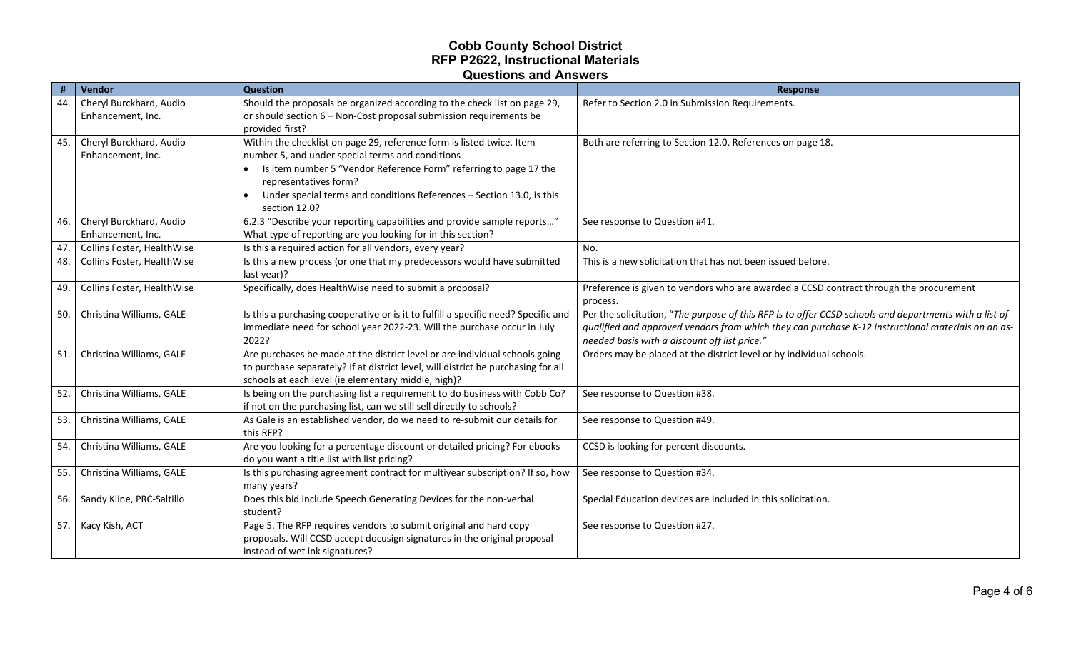# Cobb County School District
## RFP P2622, Instructional Materials
## Questions and Answers

| # | Vendor | Question | Response |
|---|---|---|---|
| 44. | Cheryl Burckhard, Audio Enhancement, Inc. | Should the proposals be organized according to the check list on page 29, or should section 6 – Non-Cost proposal submission requirements be provided first? | Refer to Section 2.0 in Submission Requirements. |
| 45. | Cheryl Burckhard, Audio Enhancement, Inc. | Within the checklist on page 29, reference form is listed twice. Item number 5, and under special terms and conditions<br>• Is item number 5 "Vendor Reference Form" referring to page 17 the representatives form?<br>• Under special terms and conditions References – Section 13.0, is this section 12.0? | Both are referring to Section 12.0, References on page 18. |
| 46. | Cheryl Burckhard, Audio Enhancement, Inc. | 6.2.3 "Describe your reporting capabilities and provide sample reports…" What type of reporting are you looking for in this section? | See response to Question #41. |
| 47. | Collins Foster, HealthWise | Is this a required action for all vendors, every year? | No. |
| 48. | Collins Foster, HealthWise | Is this a new process (or one that my predecessors would have submitted last year)? | This is a new solicitation that has not been issued before. |
| 49. | Collins Foster, HealthWise | Specifically, does HealthWise need to submit a proposal? | Preference is given to vendors who are awarded a CCSD contract through the procurement process. |
| 50. | Christina Williams, GALE | Is this a purchasing cooperative or is it to fulfill a specific need? Specific and immediate need for school year 2022-23. Will the purchase occur in July 2022? | Per the solicitation, "*The purpose of this RFP is to offer CCSD schools and departments with a list of qualified and approved vendors from which they can purchase K-12 instructional materials on an as-needed basis with a discount off list price.*" |
| 51. | Christina Williams, GALE | Are purchases be made at the district level or are individual schools going to purchase separately? If at district level, will district be purchasing for all schools at each level (ie elementary middle, high)? | Orders may be placed at the district level or by individual schools. |
| 52. | Christina Williams, GALE | Is being on the purchasing list a requirement to do business with Cobb Co? if not on the purchasing list, can we still sell directly to schools? | See response to Question #38. |
| 53. | Christina Williams, GALE | As Gale is an established vendor, do we need to re-submit our details for this RFP? | See response to Question #49. |
| 54. | Christina Williams, GALE | Are you looking for a percentage discount or detailed pricing? For ebooks do you want a title list with list pricing? | CCSD is looking for percent discounts. |
| 55. | Christina Williams, GALE | Is this purchasing agreement contract for multiyear subscription? If so, how many years? | See response to Question #34. |
| 56. | Sandy Kline, PRC-Saltillo | Does this bid include Speech Generating Devices for the non-verbal student? | Special Education devices are included in this solicitation. |
| 57. | Kacy Kish, ACT | Page 5. The RFP requires vendors to submit original and hard copy proposals. Will CCSD accept docusign signatures in the original proposal instead of wet ink signatures? | See response to Question #27. |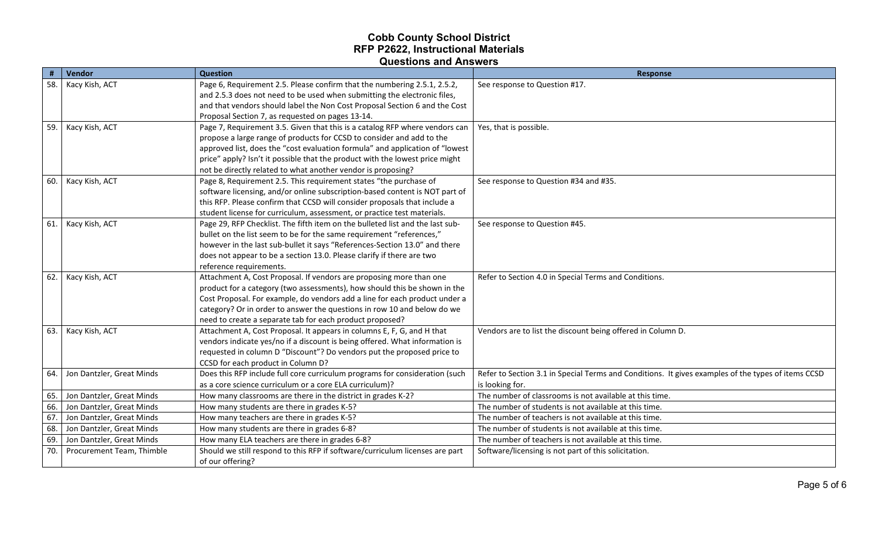# Cobb County School District
## RFP P2622, Instructional Materials
## Questions and Answers

| # | Vendor | Question | Response |
|---|---|---|---|
| 58. | Kacy Kish, ACT | Page 6, Requirement 2.5. Please confirm that the numbering 2.5.1, 2.5.2, and 2.5.3 does not need to be used when submitting the electronic files, and that vendors should label the Non Cost Proposal Section 6 and the Cost Proposal Section 7, as requested on pages 13-14. | See response to Question #17. |
| 59. | Kacy Kish, ACT | Page 7, Requirement 3.5. Given that this is a catalog RFP where vendors can propose a large range of products for CCSD to consider and add to the approved list, does the "cost evaluation formula" and application of "lowest price" apply? Isn't it possible that the product with the lowest price might not be directly related to what another vendor is proposing? | Yes, that is possible. |
| 60. | Kacy Kish, ACT | Page 8, Requirement 2.5. This requirement states "the purchase of software licensing, and/or online subscription-based content is NOT part of this RFP. Please confirm that CCSD will consider proposals that include a student license for curriculum, assessment, or practice test materials. | See response to Question #34 and #35. |
| 61. | Kacy Kish, ACT | Page 29, RFP Checklist. The fifth item on the bulleted list and the last sub-bullet on the list seem to be for the same requirement "references," however in the last sub-bullet it says "References-Section 13.0" and there does not appear to be a section 13.0. Please clarify if there are two reference requirements. | See response to Question #45. |
| 62. | Kacy Kish, ACT | Attachment A, Cost Proposal. If vendors are proposing more than one product for a category (two assessments), how should this be shown in the Cost Proposal. For example, do vendors add a line for each product under a category? Or in order to answer the questions in row 10 and below do we need to create a separate tab for each product proposed? | Refer to Section 4.0 in Special Terms and Conditions. |
| 63. | Kacy Kish, ACT | Attachment A, Cost Proposal. It appears in columns E, F, G, and H that vendors indicate yes/no if a discount is being offered. What information is requested in column D "Discount"? Do vendors put the proposed price to CCSD for each product in Column D? | Vendors are to list the discount being offered in Column D. |
| 64. | Jon Dantzler, Great Minds | Does this RFP include full core curriculum programs for consideration (such as a core science curriculum or a core ELA curriculum)? | Refer to Section 3.1 in Special Terms and Conditions. It gives examples of the types of items CCSD is looking for. |
| 65. | Jon Dantzler, Great Minds | How many classrooms are there in the district in grades K-2? | The number of classrooms is not available at this time. |
| 66. | Jon Dantzler, Great Minds | How many students are there in grades K-5? | The number of students is not available at this time. |
| 67. | Jon Dantzler, Great Minds | How many teachers are there in grades K-5? | The number of teachers is not available at this time. |
| 68. | Jon Dantzler, Great Minds | How many students are there in grades 6-8? | The number of students is not available at this time. |
| 69. | Jon Dantzler, Great Minds | How many ELA teachers are there in grades 6-8? | The number of teachers is not available at this time. |
| 70. | Procurement Team, Thimble | Should we still respond to this RFP if software/curriculum licenses are part of our offering? | Software/licensing is not part of this solicitation. |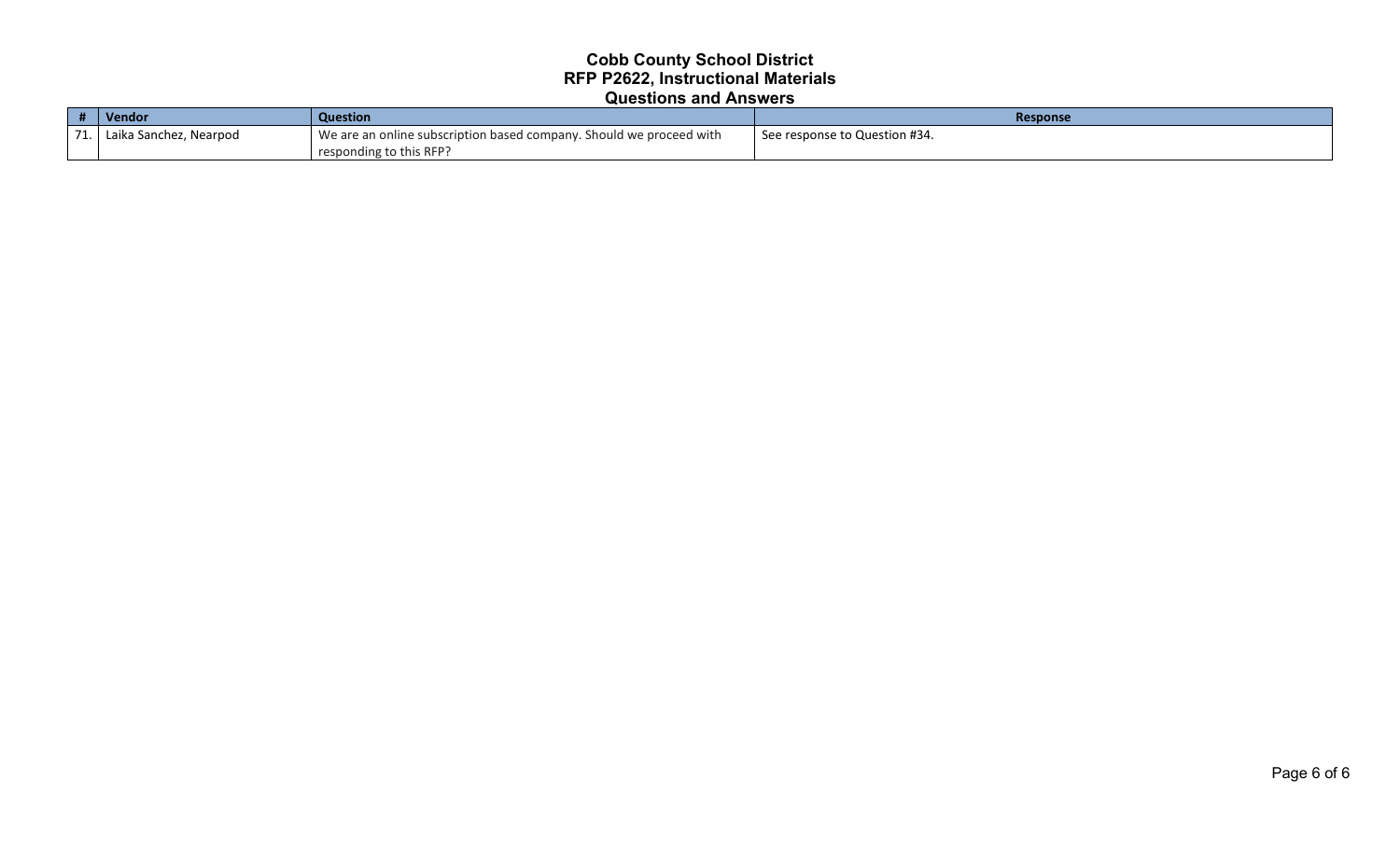# Cobb County School District
## RFP P2622, Instructional Materials
## Questions and Answers

| # | Vendor | Question | Response |
|---|---|---|---|
| 71. | Laika Sanchez, Nearpod | We are an online subscription based company. Should we proceed with responding to this RFP? | See response to Question #34. |